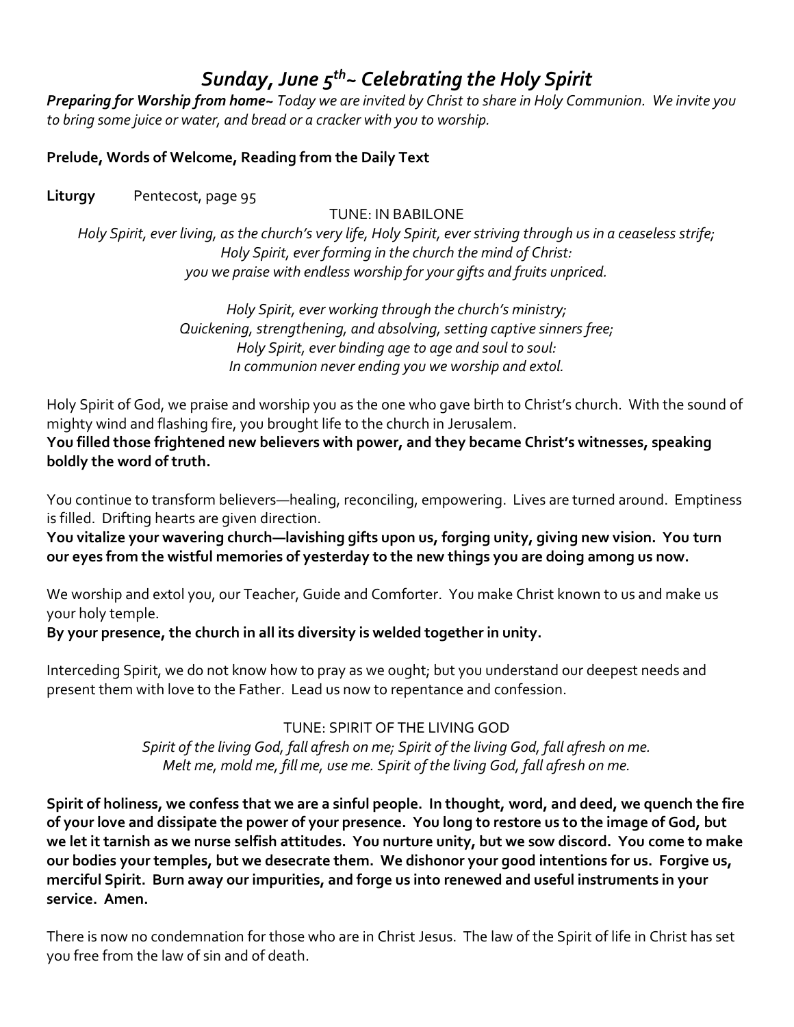# *Sunday, June 5th~ Celebrating the Holy Spirit*

***Preparing for Worship from home~*** *Today we are invited by Christ to share in Holy Communion. We invite you to bring some juice or water, and bread or a cracker with you to worship.*

**Prelude, Words of Welcome, Reading from the Daily Text**

**Liturgy** Pentecost, page 95

TUNE: IN BABILONE

*Holy Spirit, ever living, as the church's very life, Holy Spirit, ever striving through us in a ceaseless strife;*
*Holy Spirit, ever forming in the church the mind of Christ:*
*you we praise with endless worship for your gifts and fruits unpriced.*

*Holy Spirit, ever working through the church's ministry;*
*Quickening, strengthening, and absolving, setting captive sinners free;*
*Holy Spirit, ever binding age to age and soul to soul:*
*In communion never ending you we worship and extol.*

Holy Spirit of God, we praise and worship you as the one who gave birth to Christ's church. With the sound of mighty wind and flashing fire, you brought life to the church in Jerusalem.
**You filled those frightened new believers with power, and they became Christ's witnesses, speaking boldly the word of truth.**

You continue to transform believers—healing, reconciling, empowering. Lives are turned around. Emptiness is filled. Drifting hearts are given direction.
**You vitalize your wavering church—lavishing gifts upon us, forging unity, giving new vision. You turn our eyes from the wistful memories of yesterday to the new things you are doing among us now.**

We worship and extol you, our Teacher, Guide and Comforter. You make Christ known to us and make us your holy temple.
**By your presence, the church in all its diversity is welded together in unity.**

Interceding Spirit, we do not know how to pray as we ought; but you understand our deepest needs and present them with love to the Father. Lead us now to repentance and confession.

TUNE: SPIRIT OF THE LIVING GOD

*Spirit of the living God, fall afresh on me; Spirit of the living God, fall afresh on me.*
*Melt me, mold me, fill me, use me. Spirit of the living God, fall afresh on me.*

**Spirit of holiness, we confess that we are a sinful people. In thought, word, and deed, we quench the fire of your love and dissipate the power of your presence. You long to restore us to the image of God, but we let it tarnish as we nurse selfish attitudes. You nurture unity, but we sow discord. You come to make our bodies your temples, but we desecrate them. We dishonor your good intentions for us. Forgive us, merciful Spirit. Burn away our impurities, and forge us into renewed and useful instruments in your service. Amen.**

There is now no condemnation for those who are in Christ Jesus. The law of the Spirit of life in Christ has set you free from the law of sin and of death.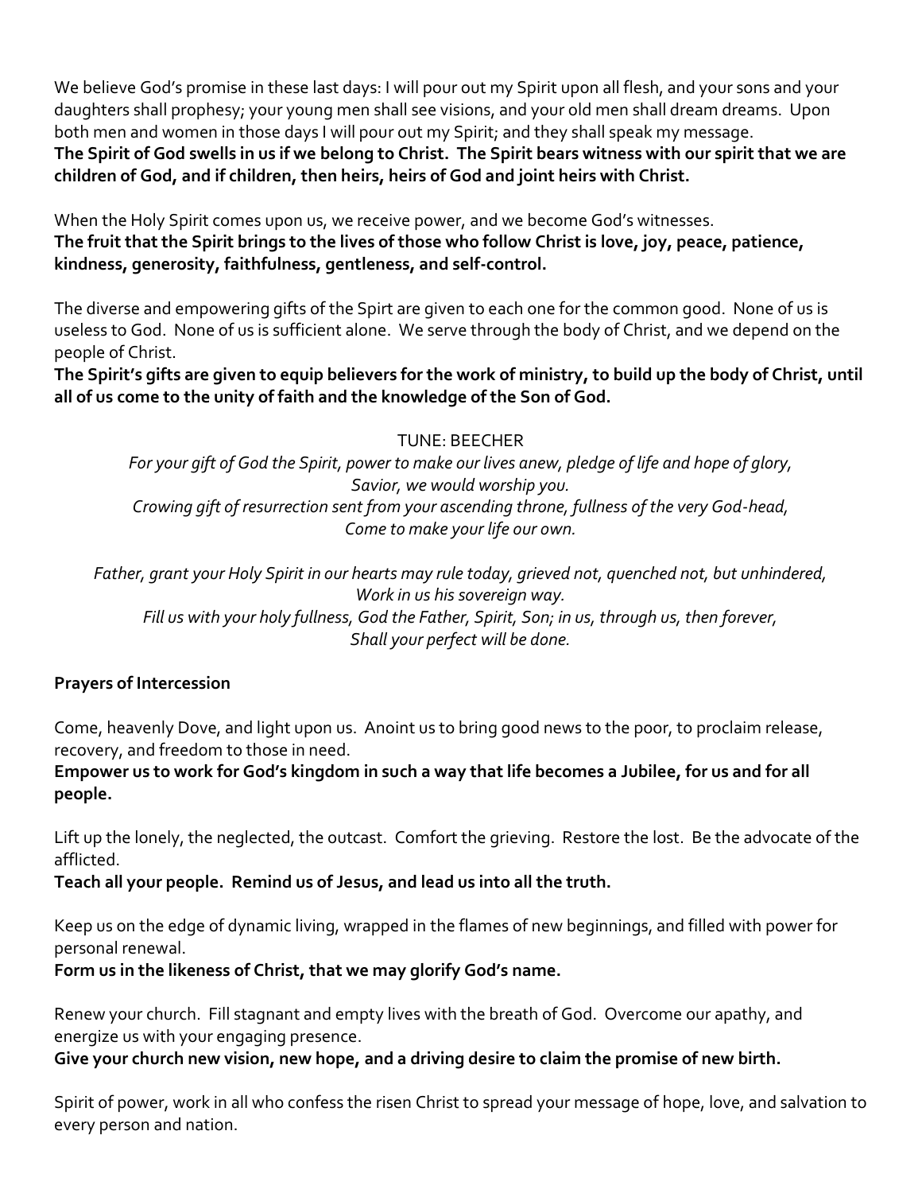We believe God's promise in these last days: I will pour out my Spirit upon all flesh, and your sons and your daughters shall prophesy; your young men shall see visions, and your old men shall dream dreams. Upon both men and women in those days I will pour out my Spirit; and they shall speak my message.
**The Spirit of God swells in us if we belong to Christ. The Spirit bears witness with our spirit that we are children of God, and if children, then heirs, heirs of God and joint heirs with Christ.**

When the Holy Spirit comes upon us, we receive power, and we become God's witnesses.
**The fruit that the Spirit brings to the lives of those who follow Christ is love, joy, peace, patience, kindness, generosity, faithfulness, gentleness, and self-control.**

The diverse and empowering gifts of the Spirt are given to each one for the common good. None of us is useless to God. None of us is sufficient alone. We serve through the body of Christ, and we depend on the people of Christ.
**The Spirit's gifts are given to equip believers for the work of ministry, to build up the body of Christ, until all of us come to the unity of faith and the knowledge of the Son of God.**

TUNE: BEECHER

*For your gift of God the Spirit, power to make our lives anew, pledge of life and hope of glory,*
*Savior, we would worship you.*
*Crowing gift of resurrection sent from your ascending throne, fullness of the very God-head,*
*Come to make your life our own.*

*Father, grant your Holy Spirit in our hearts may rule today, grieved not, quenched not, but unhindered,*
*Work in us his sovereign way.*
*Fill us with your holy fullness, God the Father, Spirit, Son; in us, through us, then forever,*
*Shall your perfect will be done.*

**Prayers of Intercession**

Come, heavenly Dove, and light upon us. Anoint us to bring good news to the poor, to proclaim release, recovery, and freedom to those in need.
**Empower us to work for God's kingdom in such a way that life becomes a Jubilee, for us and for all people.**

Lift up the lonely, the neglected, the outcast. Comfort the grieving. Restore the lost. Be the advocate of the afflicted.
**Teach all your people. Remind us of Jesus, and lead us into all the truth.**

Keep us on the edge of dynamic living, wrapped in the flames of new beginnings, and filled with power for personal renewal.
**Form us in the likeness of Christ, that we may glorify God's name.**

Renew your church. Fill stagnant and empty lives with the breath of God. Overcome our apathy, and energize us with your engaging presence.
**Give your church new vision, new hope, and a driving desire to claim the promise of new birth.**

Spirit of power, work in all who confess the risen Christ to spread your message of hope, love, and salvation to every person and nation.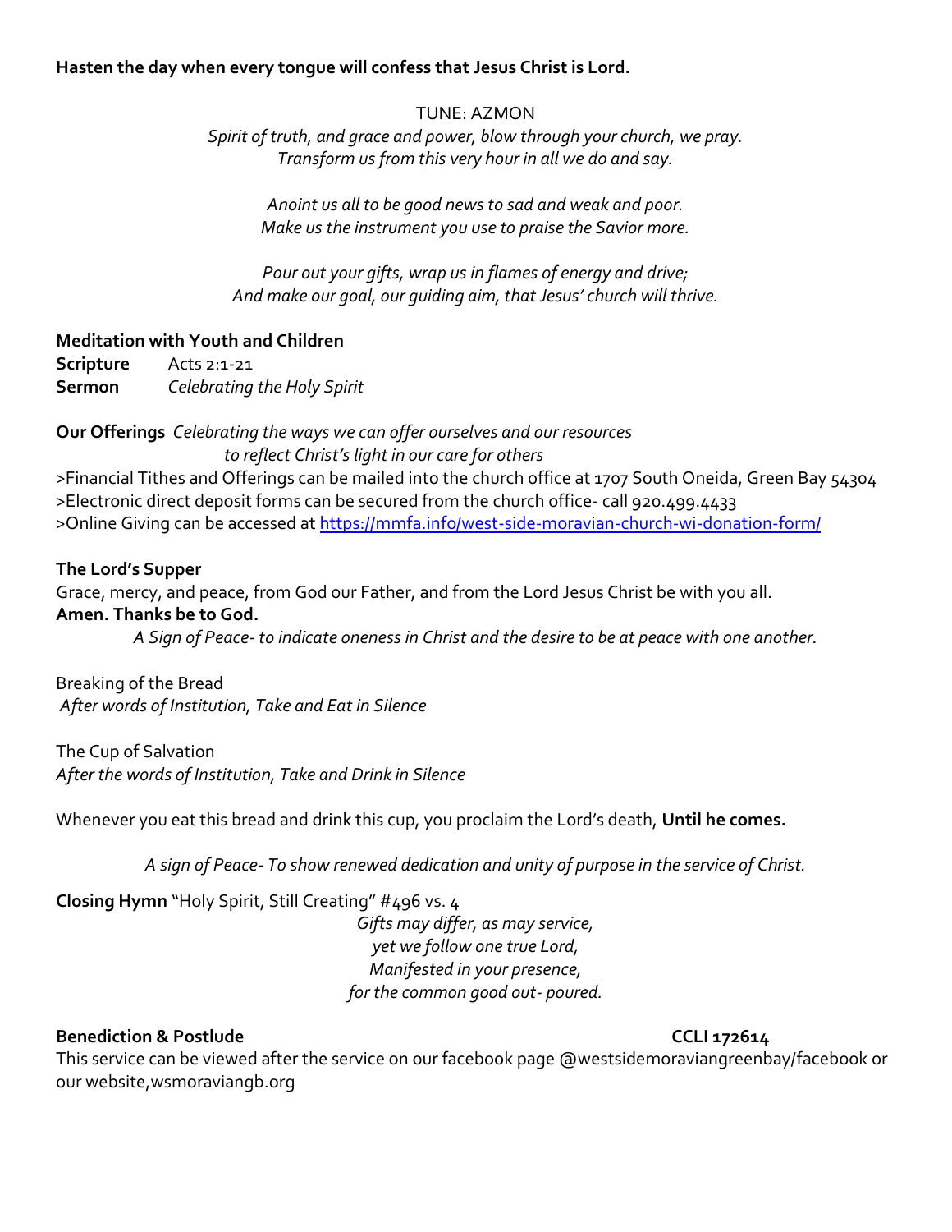**Hasten the day when every tongue will confess that Jesus Christ is Lord.**

TUNE: AZMON

*Spirit of truth, and grace and power, blow through your church, we pray.*
*Transform us from this very hour in all we do and say.*

*Anoint us all to be good news to sad and weak and poor.*
*Make us the instrument you use to praise the Savior more.*

*Pour out your gifts, wrap us in flames of energy and drive;*
*And make our goal, our guiding aim, that Jesus' church will thrive.*

**Meditation with Youth and Children**

**Scripture** Acts 2:1-21

**Sermon** *Celebrating the Holy Spirit*

**Our Offerings** *Celebrating the ways we can offer ourselves and our resources to reflect Christ's light in our care for others*

>Financial Tithes and Offerings can be mailed into the church office at 1707 South Oneida, Green Bay 54304
>Electronic direct deposit forms can be secured from the church office- call 920.499.4433
>Online Giving can be accessed at https://mmfa.info/west-side-moravian-church-wi-donation-form/

**The Lord's Supper**

Grace, mercy, and peace, from God our Father, and from the Lord Jesus Christ be with you all.
**Amen. Thanks be to God.**

*A Sign of Peace- to indicate oneness in Christ and the desire to be at peace with one another.*

Breaking of the Bread
*After words of Institution, Take and Eat in Silence*

The Cup of Salvation
*After the words of Institution, Take and Drink in Silence*

Whenever you eat this bread and drink this cup, you proclaim the Lord's death, **Until he comes.**

*A sign of Peace- To show renewed dedication and unity of purpose in the service of Christ.*

**Closing Hymn** "Holy Spirit, Still Creating" #496 vs. 4

*Gifts may differ, as may service,*
*yet we follow one true Lord,*
*Manifested in your presence,*
*for the common good out- poured.*

**Benediction & Postlude** **CCLI 172614**

This service can be viewed after the service on our facebook page @westsidemoraviangreenbay/facebook or our website,wsmoraviangb.org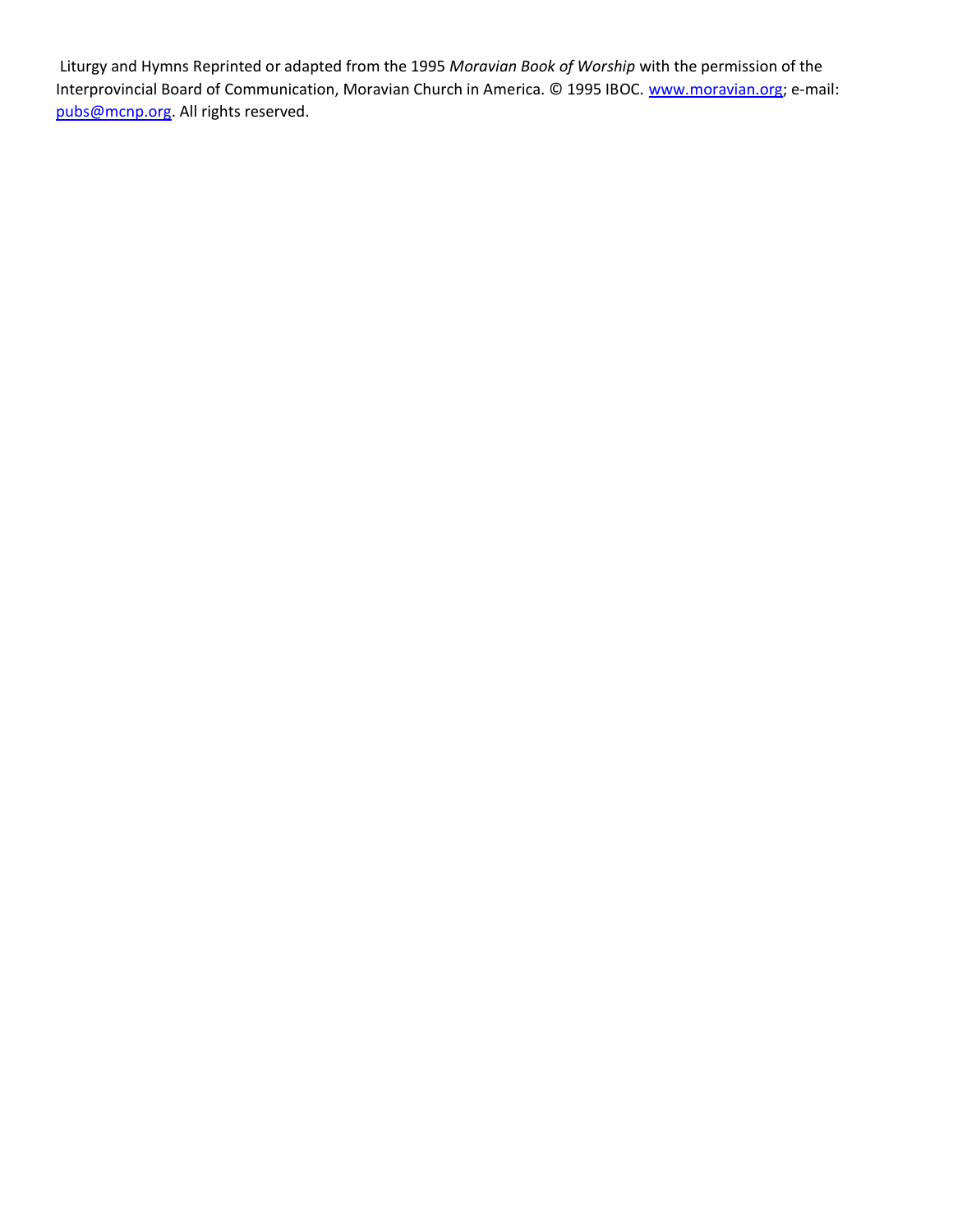Liturgy and Hymns Reprinted or adapted from the 1995 *Moravian Book of Worship* with the permission of the Interprovincial Board of Communication, Moravian Church in America. © 1995 IBOC. [www.moravian.org](http://www.moravian.org); e-mail: [pubs@mcnp.org](mailto:pubs@mcnp.org). All rights reserved.